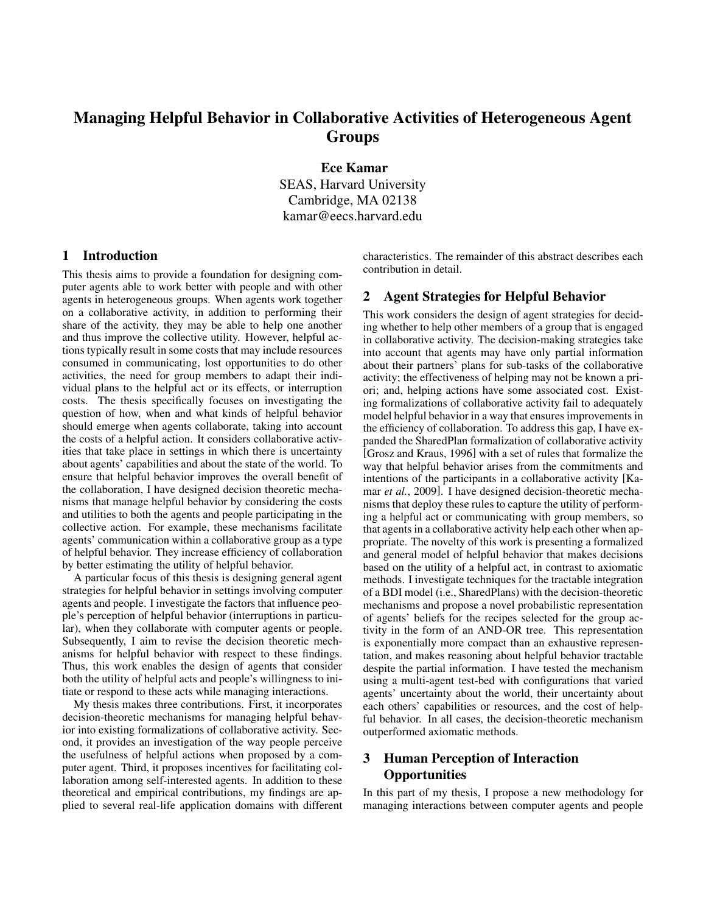# Managing Helpful Behavior in Collaborative Activities of Heterogeneous Agent Groups

**Ece Kamar**
SEAS, Harvard University
Cambridge, MA 02138
kamar@eecs.harvard.edu

## 1 Introduction

This thesis aims to provide a foundation for designing computer agents able to work better with people and with other agents in heterogeneous groups. When agents work together on a collaborative activity, in addition to performing their share of the activity, they may be able to help one another and thus improve the collective utility. However, helpful actions typically result in some costs that may include resources consumed in communicating, lost opportunities to do other activities, the need for group members to adapt their individual plans to the helpful act or its effects, or interruption costs. The thesis specifically focuses on investigating the question of how, when and what kinds of helpful behavior should emerge when agents collaborate, taking into account the costs of a helpful action. It considers collaborative activities that take place in settings in which there is uncertainty about agents' capabilities and about the state of the world. To ensure that helpful behavior improves the overall benefit of the collaboration, I have designed decision theoretic mechanisms that manage helpful behavior by considering the costs and utilities to both the agents and people participating in the collective action. For example, these mechanisms facilitate agents' communication within a collaborative group as a type of helpful behavior. They increase efficiency of collaboration by better estimating the utility of helpful behavior.

A particular focus of this thesis is designing general agent strategies for helpful behavior in settings involving computer agents and people. I investigate the factors that influence people's perception of helpful behavior (interruptions in particular), when they collaborate with computer agents or people. Subsequently, I aim to revise the decision theoretic mechanisms for helpful behavior with respect to these findings. Thus, this work enables the design of agents that consider both the utility of helpful acts and people's willingness to initiate or respond to these acts while managing interactions.

My thesis makes three contributions. First, it incorporates decision-theoretic mechanisms for managing helpful behavior into existing formalizations of collaborative activity. Second, it provides an investigation of the way people perceive the usefulness of helpful actions when proposed by a computer agent. Third, it proposes incentives for facilitating collaboration among self-interested agents. In addition to these theoretical and empirical contributions, my findings are applied to several real-life application domains with different characteristics. The remainder of this abstract describes each contribution in detail.

## 2 Agent Strategies for Helpful Behavior

This work considers the design of agent strategies for deciding whether to help other members of a group that is engaged in collaborative activity. The decision-making strategies take into account that agents may have only partial information about their partners' plans for sub-tasks of the collaborative activity; the effectiveness of helping may not be known a priori; and, helping actions have some associated cost. Existing formalizations of collaborative activity fail to adequately model helpful behavior in a way that ensures improvements in the efficiency of collaboration. To address this gap, I have expanded the SharedPlan formalization of collaborative activity [Grosz and Kraus, 1996] with a set of rules that formalize the way that helpful behavior arises from the commitments and intentions of the participants in a collaborative activity [Kamar *et al.*, 2009]. I have designed decision-theoretic mechanisms that deploy these rules to capture the utility of performing a helpful act or communicating with group members, so that agents in a collaborative activity help each other when appropriate. The novelty of this work is presenting a formalized and general model of helpful behavior that makes decisions based on the utility of a helpful act, in contrast to axiomatic methods. I investigate techniques for the tractable integration of a BDI model (i.e., SharedPlans) with the decision-theoretic mechanisms and propose a novel probabilistic representation of agents' beliefs for the recipes selected for the group activity in the form of an AND-OR tree. This representation is exponentially more compact than an exhaustive representation, and makes reasoning about helpful behavior tractable despite the partial information. I have tested the mechanism using a multi-agent test-bed with configurations that varied agents' uncertainty about the world, their uncertainty about each others' capabilities or resources, and the cost of helpful behavior. In all cases, the decision-theoretic mechanism outperformed axiomatic methods.

## 3 Human Perception of Interaction Opportunities

In this part of my thesis, I propose a new methodology for managing interactions between computer agents and people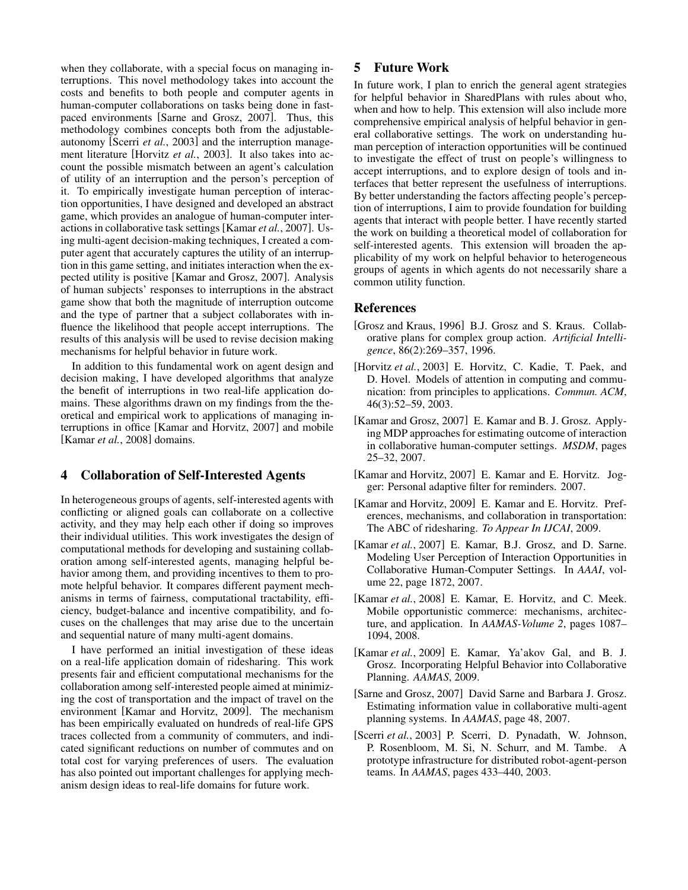when they collaborate, with a special focus on managing interruptions. This novel methodology takes into account the costs and benefits to both people and computer agents in human-computer collaborations on tasks being done in fast-paced environments [Sarne and Grosz, 2007]. Thus, this methodology combines concepts both from the adjustable-autonomy [Scerri *et al.*, 2003] and the interruption management literature [Horvitz *et al.*, 2003]. It also takes into account the possible mismatch between an agent's calculation of utility of an interruption and the person's perception of it. To empirically investigate human perception of interaction opportunities, I have designed and developed an abstract game, which provides an analogue of human-computer interactions in collaborative task settings [Kamar *et al.*, 2007]. Using multi-agent decision-making techniques, I created a computer agent that accurately captures the utility of an interruption in this game setting, and initiates interaction when the expected utility is positive [Kamar and Grosz, 2007]. Analysis of human subjects' responses to interruptions in the abstract game show that both the magnitude of interruption outcome and the type of partner that a subject collaborates with influence the likelihood that people accept interruptions. The results of this analysis will be used to revise decision making mechanisms for helpful behavior in future work.

In addition to this fundamental work on agent design and decision making, I have developed algorithms that analyze the benefit of interruptions in two real-life application domains. These algorithms drawn on my findings from the theoretical and empirical work to applications of managing interruptions in office [Kamar and Horvitz, 2007] and mobile [Kamar *et al.*, 2008] domains.

## 4 Collaboration of Self-Interested Agents

In heterogeneous groups of agents, self-interested agents with conflicting or aligned goals can collaborate on a collective activity, and they may help each other if doing so improves their individual utilities. This work investigates the design of computational methods for developing and sustaining collaboration among self-interested agents, managing helpful behavior among them, and providing incentives to them to promote helpful behavior. It compares different payment mechanisms in terms of fairness, computational tractability, efficiency, budget-balance and incentive compatibility, and focuses on the challenges that may arise due to the uncertain and sequential nature of many multi-agent domains.

I have performed an initial investigation of these ideas on a real-life application domain of ridesharing. This work presents fair and efficient computational mechanisms for the collaboration among self-interested people aimed at minimizing the cost of transportation and the impact of travel on the environment [Kamar and Horvitz, 2009]. The mechanism has been empirically evaluated on hundreds of real-life GPS traces collected from a community of commuters, and indicated significant reductions on number of commutes and on total cost for varying preferences of users. The evaluation has also pointed out important challenges for applying mechanism design ideas to real-life domains for future work.

## 5 Future Work

In future work, I plan to enrich the general agent strategies for helpful behavior in SharedPlans with rules about who, when and how to help. This extension will also include more comprehensive empirical analysis of helpful behavior in general collaborative settings. The work on understanding human perception of interaction opportunities will be continued to investigate the effect of trust on people's willingness to accept interruptions, and to explore design of tools and interfaces that better represent the usefulness of interruptions. By better understanding the factors affecting people's perception of interruptions, I aim to provide foundation for building agents that interact with people better. I have recently started the work on building a theoretical model of collaboration for self-interested agents. This extension will broaden the applicability of my work on helpful behavior to heterogeneous groups of agents in which agents do not necessarily share a common utility function.

## References

[Grosz and Kraus, 1996] B.J. Grosz and S. Kraus. Collaborative plans for complex group action. *Artificial Intelligence*, 86(2):269–357, 1996.

[Horvitz *et al.*, 2003] E. Horvitz, C. Kadie, T. Paek, and D. Hovel. Models of attention in computing and communication: from principles to applications. *Commun. ACM*, 46(3):52–59, 2003.

[Kamar and Grosz, 2007] E. Kamar and B. J. Grosz. Applying MDP approaches for estimating outcome of interaction in collaborative human-computer settings. *MSDM*, pages 25–32, 2007.

[Kamar and Horvitz, 2007] E. Kamar and E. Horvitz. Jogger: Personal adaptive filter for reminders. 2007.

[Kamar and Horvitz, 2009] E. Kamar and E. Horvitz. Preferences, mechanisms, and collaboration in transportation: The ABC of ridesharing. *To Appear In IJCAI*, 2009.

[Kamar *et al.*, 2007] E. Kamar, B.J. Grosz, and D. Sarne. Modeling User Perception of Interaction Opportunities in Collaborative Human-Computer Settings. In *AAAI*, volume 22, page 1872, 2007.

[Kamar *et al.*, 2008] E. Kamar, E. Horvitz, and C. Meek. Mobile opportunistic commerce: mechanisms, architecture, and application. In *AAMAS-Volume 2*, pages 1087–1094, 2008.

[Kamar *et al.*, 2009] E. Kamar, Ya'akov Gal, and B. J. Grosz. Incorporating Helpful Behavior into Collaborative Planning. *AAMAS*, 2009.

[Sarne and Grosz, 2007] David Sarne and Barbara J. Grosz. Estimating information value in collaborative multi-agent planning systems. In *AAMAS*, page 48, 2007.

[Scerri *et al.*, 2003] P. Scerri, D. Pynadath, W. Johnson, P. Rosenbloom, M. Si, N. Schurr, and M. Tambe. A prototype infrastructure for distributed robot-agent-person teams. In *AAMAS*, pages 433–440, 2003.